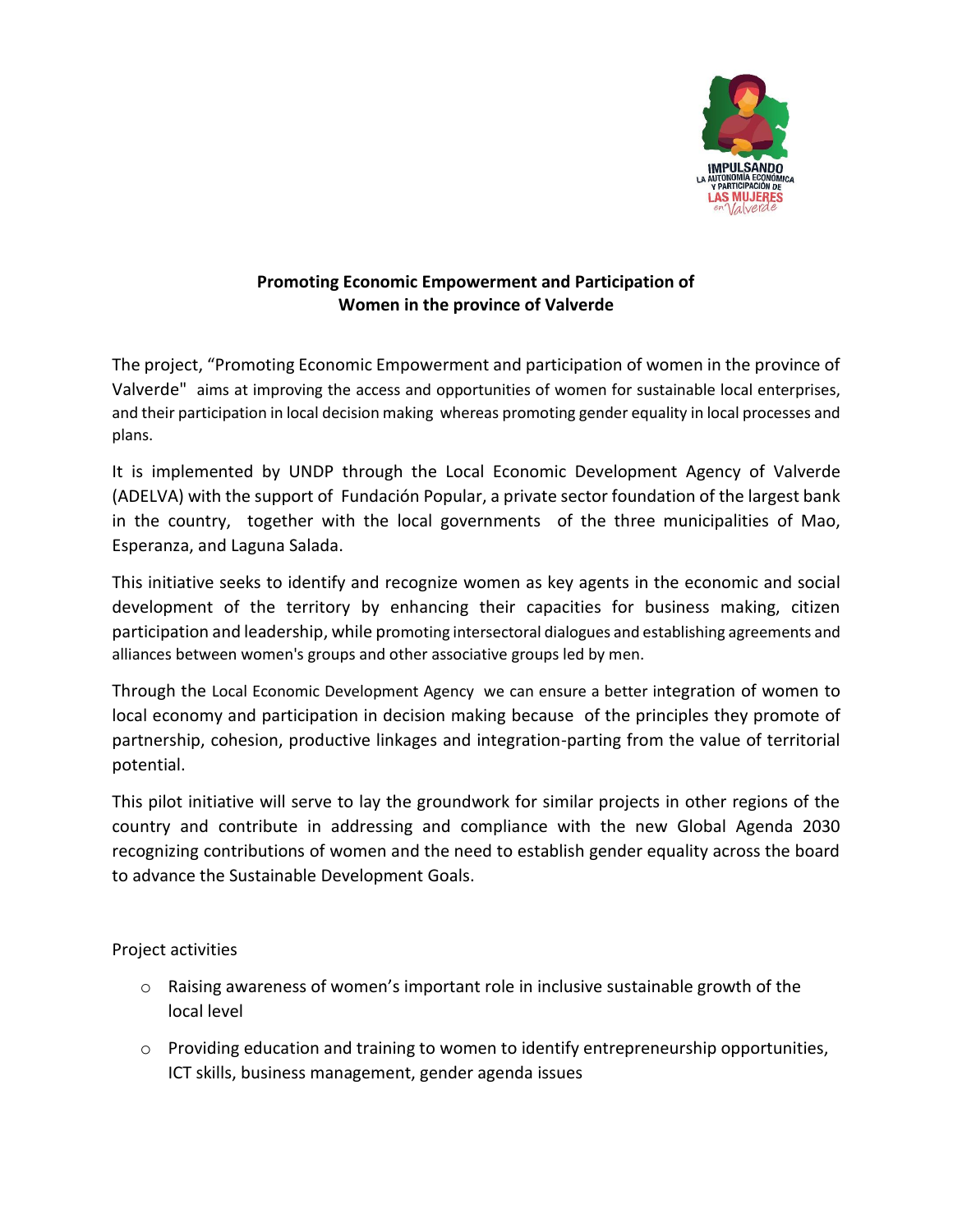## Promoting Economic Empowerment and Participation of Women in the province of Valverde

The project, "Promoting Economic Empowerment and participation of women in the province of Valverde" aims at improving the access and opportunities of women for sustainable local enterprises, and their participation in local decision making whereas promoting gender equality in local processes and plans.

It is implemented by UNDP through the Local Economic Development Agency of Valverde (ADELVA) with the support of Fundación Popular, a private sector foundation of the largest bank in the country, together with the local governments of the three municipalities of Mao, Esperanza, and Laguna Salada.

This initiative seeks to identify and recognize women as key agents in the economic and social development of the territory by enhancing their capacities for business making, citizen participation and leadership, while promoting intersectoral dialogues and establishing agreements and alliances between women's groups and other associative groups led by men.

Through the Local Economic Development Agency we can ensure a better integration of women to local economy and participation in decision making because of the principles they promote of partnership, cohesion, productive linkages and integration-parting from the value of territorial potential.

This pilot initiative will serve to lay the groundwork for similar projects in other regions of the country and contribute in addressing and compliance with the new Global Agenda 2030 recognizing contributions of women and the need to establish gender equality across the board to advance the Sustainable Development Goals.

Project activities

- Raising awareness of women's important role in inclusive sustainable growth of the local level
- Providing education and training to women to identify entrepreneurship opportunities, ICT skills, business management, gender agenda issues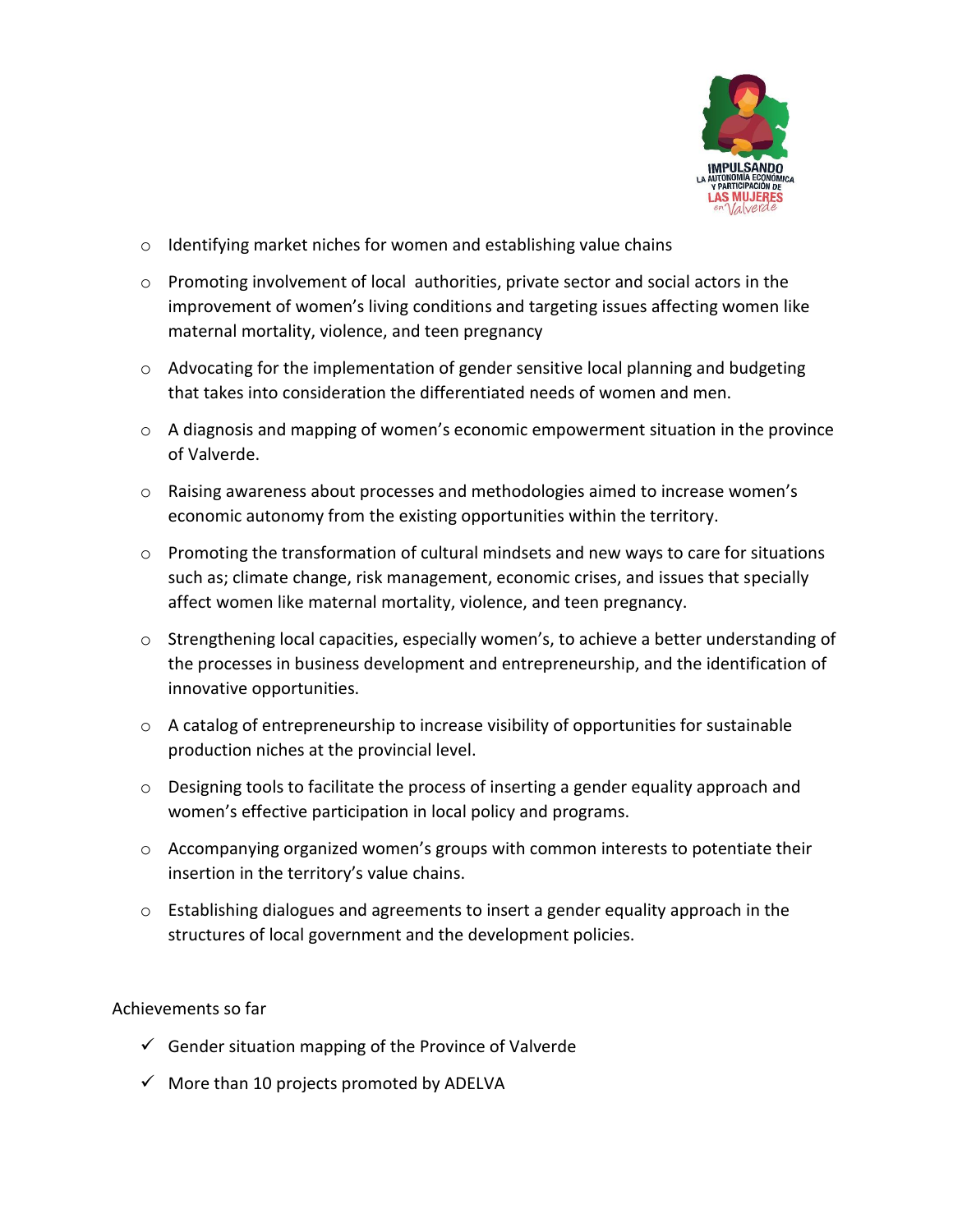- Identifying market niches for women and establishing value chains
- Promoting involvement of local authorities, private sector and social actors in the improvement of women's living conditions and targeting issues affecting women like maternal mortality, violence, and teen pregnancy
- Advocating for the implementation of gender sensitive local planning and budgeting that takes into consideration the differentiated needs of women and men.
- A diagnosis and mapping of women's economic empowerment situation in the province of Valverde.
- Raising awareness about processes and methodologies aimed to increase women's economic autonomy from the existing opportunities within the territory.
- Promoting the transformation of cultural mindsets and new ways to care for situations such as; climate change, risk management, economic crises, and issues that specially affect women like maternal mortality, violence, and teen pregnancy.
- Strengthening local capacities, especially women's, to achieve a better understanding of the processes in business development and entrepreneurship, and the identification of innovative opportunities.
- A catalog of entrepreneurship to increase visibility of opportunities for sustainable production niches at the provincial level.
- Designing tools to facilitate the process of inserting a gender equality approach and women's effective participation in local policy and programs.
- Accompanying organized women's groups with common interests to potentiate their insertion in the territory's value chains.
- Establishing dialogues and agreements to insert a gender equality approach in the structures of local government and the development policies.

Achievements so far

- ✓ Gender situation mapping of the Province of Valverde
- ✓ More than 10 projects promoted by ADELVA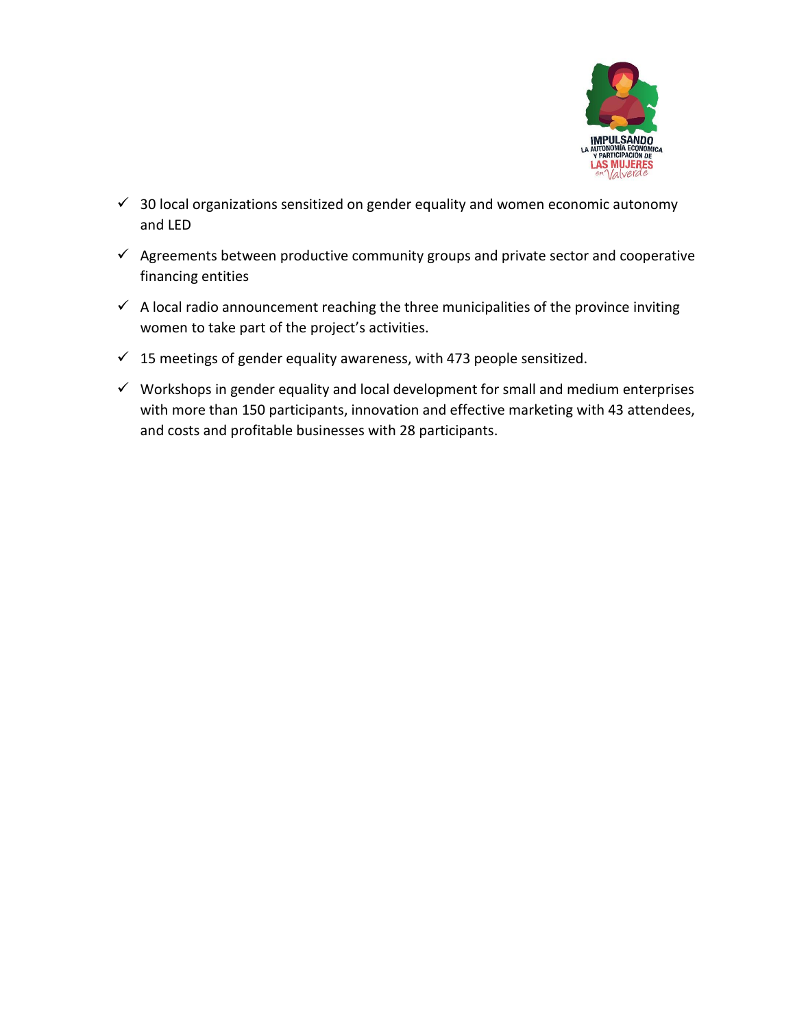- ✓ 30 local organizations sensitized on gender equality and women economic autonomy and LED
- ✓ Agreements between productive community groups and private sector and cooperative financing entities
- ✓ A local radio announcement reaching the three municipalities of the province inviting women to take part of the project's activities.
- ✓ 15 meetings of gender equality awareness, with 473 people sensitized.
- ✓ Workshops in gender equality and local development for small and medium enterprises with more than 150 participants, innovation and effective marketing with 43 attendees, and costs and profitable businesses with 28 participants.